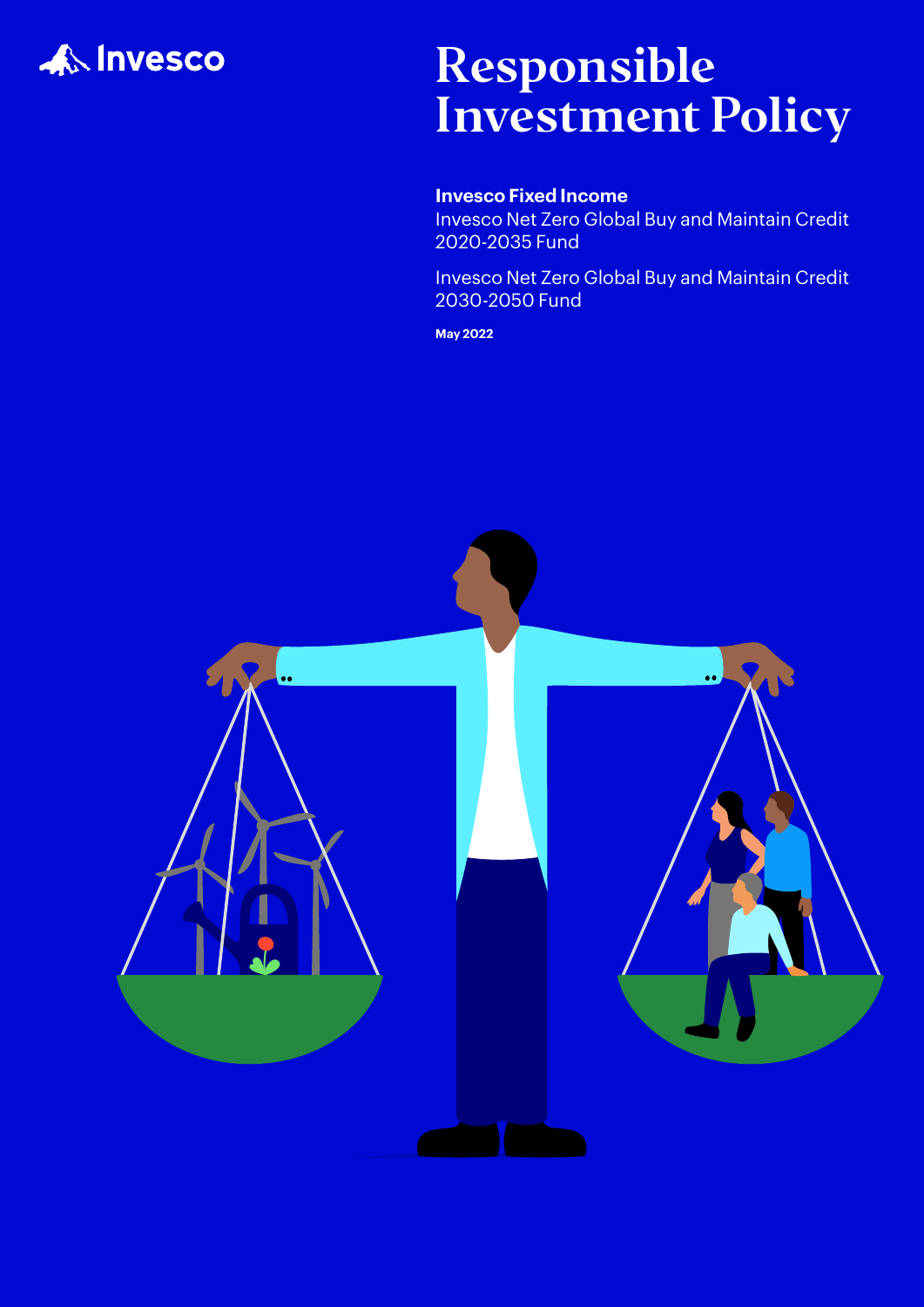Invesco

# Responsible Investment Policy

**Invesco Fixed Income**

Invesco Net Zero Global Buy and Maintain Credit 2020-2035 Fund

Invesco Net Zero Global Buy and Maintain Credit 2030-2050 Fund

**May 2022**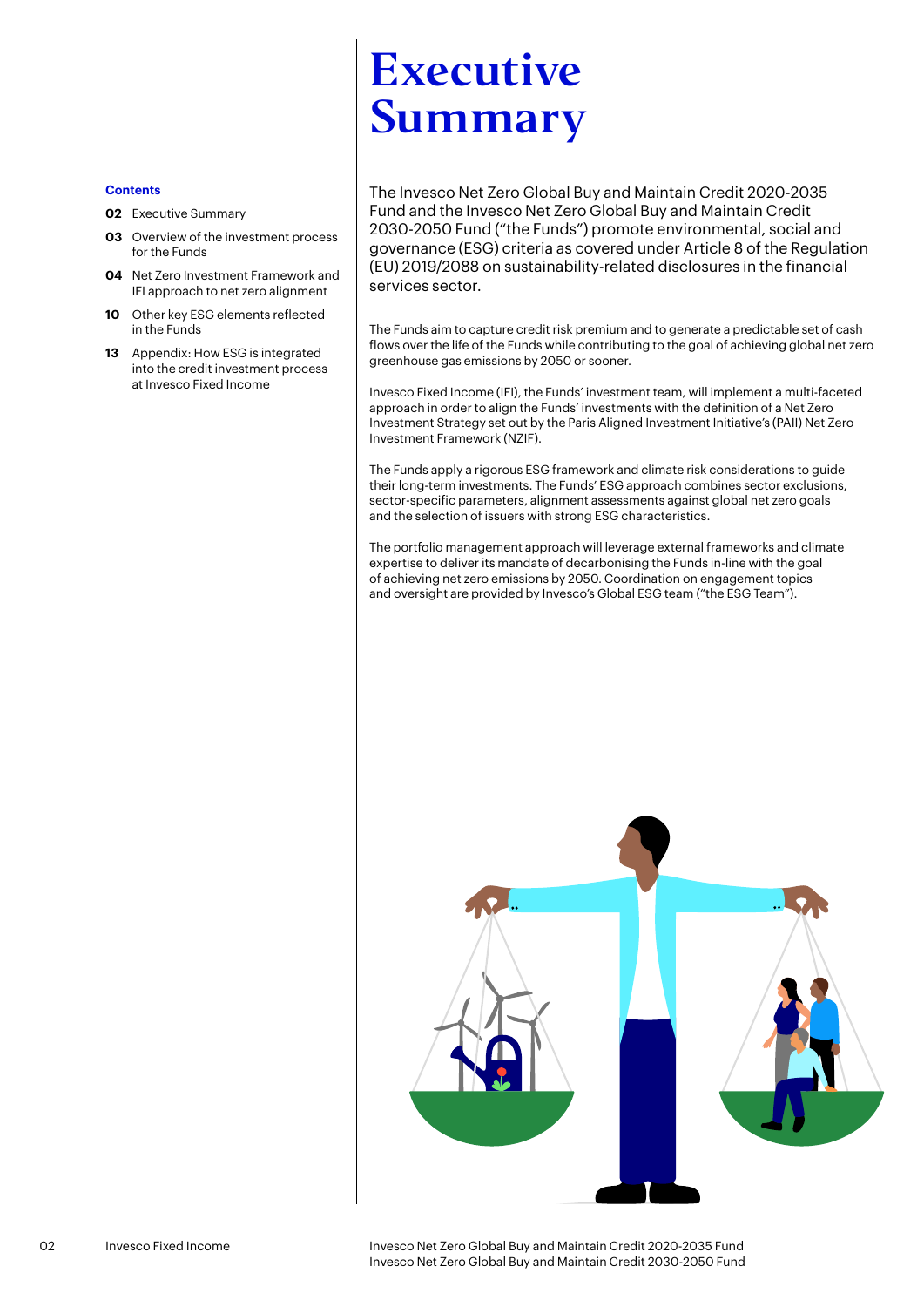**Contents**

**02** Executive Summary

**03** Overview of the investment process for the Funds

**04** Net Zero Investment Framework and IFI approach to net zero alignment

**10** Other key ESG elements reflected in the Funds

**13** Appendix: How ESG is integrated into the credit investment process at Invesco Fixed Income

# Executive Summary

The Invesco Net Zero Global Buy and Maintain Credit 2020-2035 Fund and the Invesco Net Zero Global Buy and Maintain Credit 2030-2050 Fund ("the Funds") promote environmental, social and governance (ESG) criteria as covered under Article 8 of the Regulation (EU) 2019/2088 on sustainability-related disclosures in the financial services sector.

The Funds aim to capture credit risk premium and to generate a predictable set of cash flows over the life of the Funds while contributing to the goal of achieving global net zero greenhouse gas emissions by 2050 or sooner.

Invesco Fixed Income (IFI), the Funds' investment team, will implement a multi-faceted approach in order to align the Funds' investments with the definition of a Net Zero Investment Strategy set out by the Paris Aligned Investment Initiative's (PAII) Net Zero Investment Framework (NZIF).

The Funds apply a rigorous ESG framework and climate risk considerations to guide their long-term investments. The Funds' ESG approach combines sector exclusions, sector-specific parameters, alignment assessments against global net zero goals and the selection of issuers with strong ESG characteristics.

The portfolio management approach will leverage external frameworks and climate expertise to deliver its mandate of decarbonising the Funds in-line with the goal of achieving net zero emissions by 2050. Coordination on engagement topics and oversight are provided by Invesco's Global ESG team ("the ESG Team").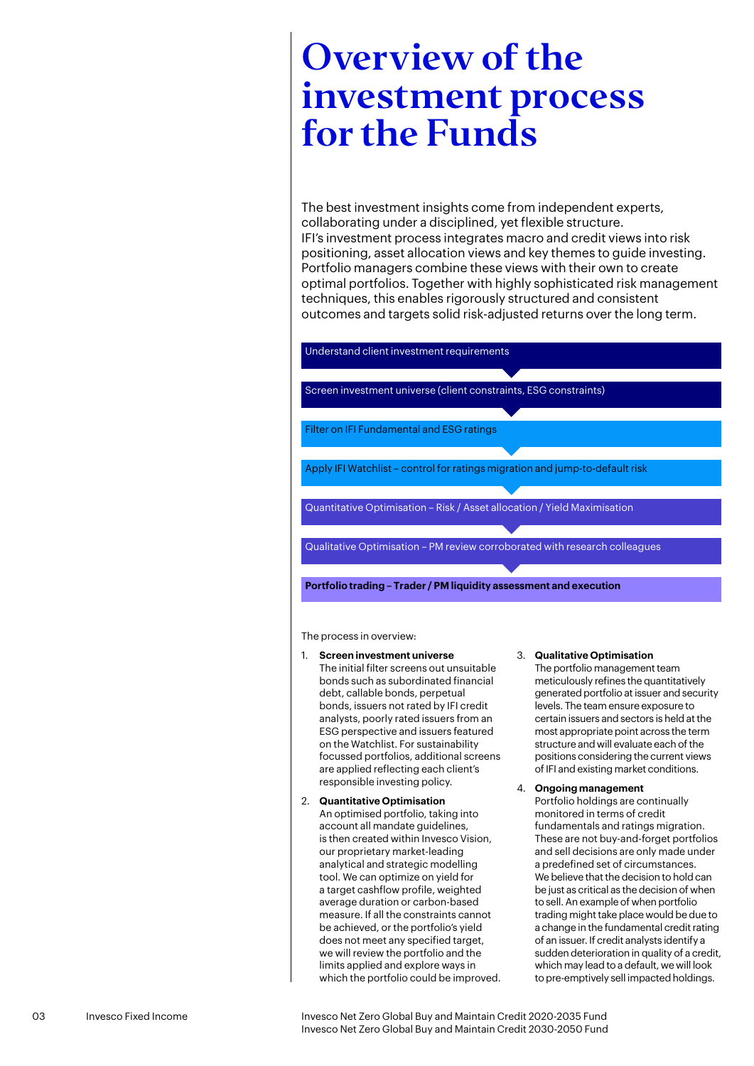# Overview of the investment process for the Funds

The best investment insights come from independent experts, collaborating under a disciplined, yet flexible structure. IFI's investment process integrates macro and credit views into risk positioning, asset allocation views and key themes to guide investing. Portfolio managers combine these views with their own to create optimal portfolios. Together with highly sophisticated risk management techniques, this enables rigorously structured and consistent outcomes and targets solid risk-adjusted returns over the long term.

Understand client investment requirements

Screen investment universe (client constraints, ESG constraints)

Filter on IFI Fundamental and ESG ratings

Apply IFI Watchlist – control for ratings migration and jump-to-default risk

Quantitative Optimisation – Risk / Asset allocation / Yield Maximisation

Qualitative Optimisation – PM review corroborated with research colleagues

**Portfolio trading – Trader / PM liquidity assessment and execution**

The process in overview:

1. **Screen investment universe**
   The initial filter screens out unsuitable bonds such as subordinated financial debt, callable bonds, perpetual bonds, issuers not rated by IFI credit analysts, poorly rated issuers from an ESG perspective and issuers featured on the Watchlist. For sustainability focussed portfolios, additional screens are applied reflecting each client's responsible investing policy.

2. **Quantitative Optimisation**
   An optimised portfolio, taking into account all mandate guidelines, is then created within Invesco Vision, our proprietary market-leading analytical and strategic modelling tool. We can optimize on yield for a target cashflow profile, weighted average duration or carbon-based measure. If all the constraints cannot be achieved, or the portfolio's yield does not meet any specified target, we will review the portfolio and the limits applied and explore ways in which the portfolio could be improved.

3. **Qualitative Optimisation**
   The portfolio management team meticulously refines the quantitatively generated portfolio at issuer and security levels. The team ensure exposure to certain issuers and sectors is held at the most appropriate point across the term structure and will evaluate each of the positions considering the current views of IFI and existing market conditions.

4. **Ongoing management**
   Portfolio holdings are continually monitored in terms of credit fundamentals and ratings migration. These are not buy-and-forget portfolios and sell decisions are only made under a predefined set of circumstances. We believe that the decision to hold can be just as critical as the decision of when to sell. An example of when portfolio trading might take place would be due to a change in the fundamental credit rating of an issuer. If credit analysts identify a sudden deterioration in quality of a credit, which may lead to a default, we will look to pre-emptively sell impacted holdings.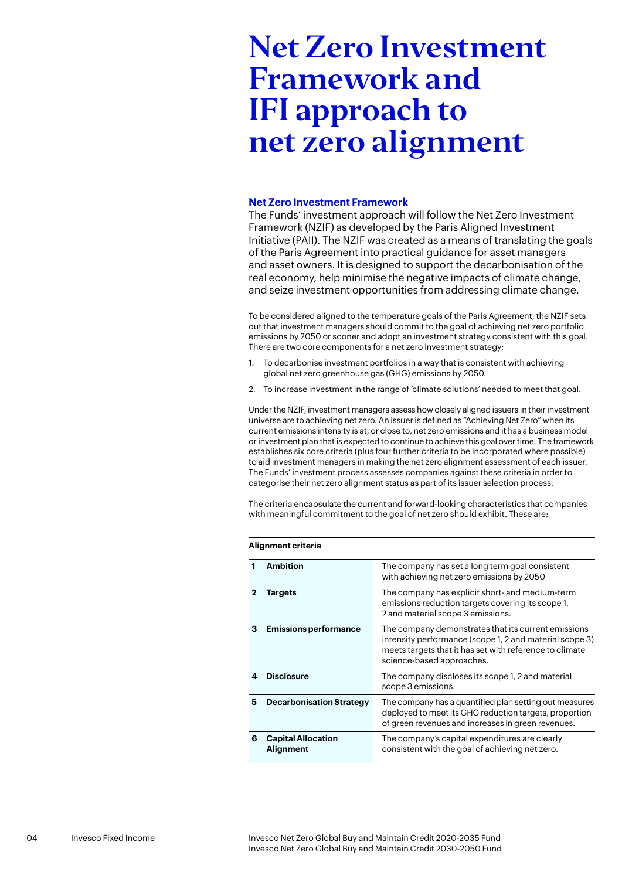# Net Zero Investment Framework and IFI approach to net zero alignment

## Net Zero Investment Framework

The Funds' investment approach will follow the Net Zero Investment Framework (NZIF) as developed by the Paris Aligned Investment Initiative (PAII). The NZIF was created as a means of translating the goals of the Paris Agreement into practical guidance for asset managers and asset owners. It is designed to support the decarbonisation of the real economy, help minimise the negative impacts of climate change, and seize investment opportunities from addressing climate change.

To be considered aligned to the temperature goals of the Paris Agreement, the NZIF sets out that investment managers should commit to the goal of achieving net zero portfolio emissions by 2050 or sooner and adopt an investment strategy consistent with this goal. There are two core components for a net zero investment strategy;

1. To decarbonise investment portfolios in a way that is consistent with achieving global net zero greenhouse gas (GHG) emissions by 2050.
2. To increase investment in the range of 'climate solutions' needed to meet that goal.

Under the NZIF, investment managers assess how closely aligned issuers in their investment universe are to achieving net zero. An issuer is defined as "Achieving Net Zero" when its current emissions intensity is at, or close to, net zero emissions and it has a business model or investment plan that is expected to continue to achieve this goal over time. The framework establishes six core criteria (plus four further criteria to be incorporated where possible) to aid investment managers in making the net zero alignment assessment of each issuer. The Funds' investment process assesses companies against these criteria in order to categorise their net zero alignment status as part of its issuer selection process.

The criteria encapsulate the current and forward-looking characteristics that companies with meaningful commitment to the goal of net zero should exhibit. These are;

**Alignment criteria**

| | | |
|---|---|---|
| **1** | **Ambition** | The company has set a long term goal consistent with achieving net zero emissions by 2050 |
| **2** | **Targets** | The company has explicit short- and medium-term emissions reduction targets covering its scope 1, 2 and material scope 3 emissions. |
| **3** | **Emissions performance** | The company demonstrates that its current emissions intensity performance (scope 1, 2 and material scope 3) meets targets that it has set with reference to climate science-based approaches. |
| **4** | **Disclosure** | The company discloses its scope 1, 2 and material scope 3 emissions. |
| **5** | **Decarbonisation Strategy** | The company has a quantified plan setting out measures deployed to meet its GHG reduction targets, proportion of green revenues and increases in green revenues. |
| **6** | **Capital Allocation Alignment** | The company's capital expenditures are clearly consistent with the goal of achieving net zero. |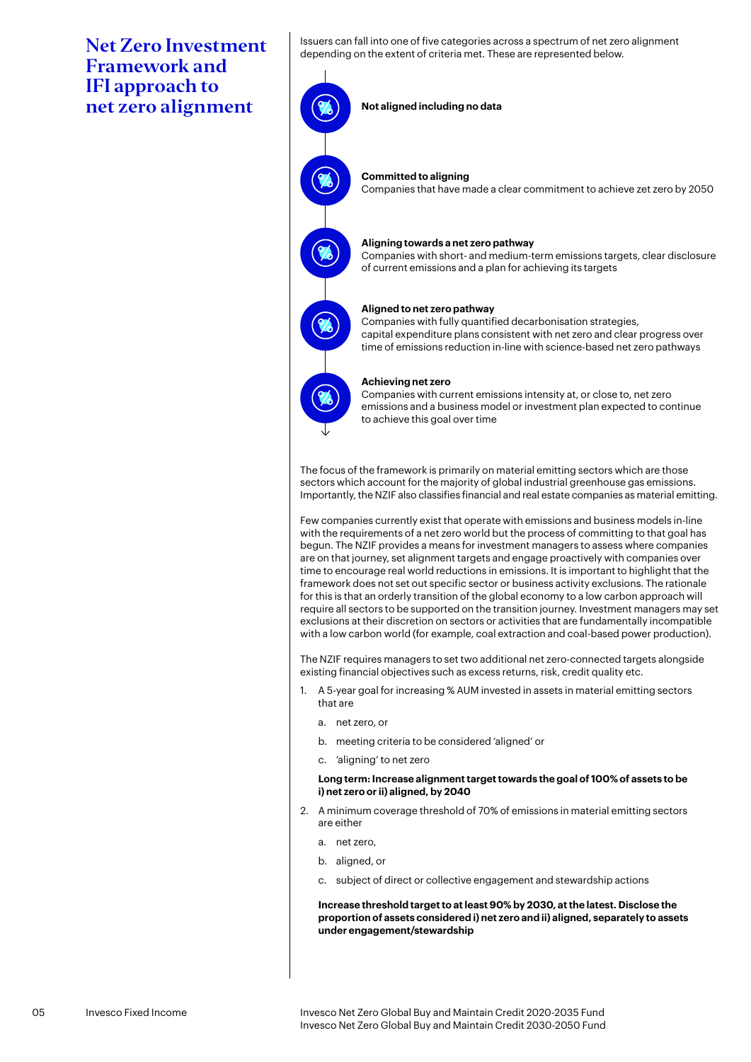## Net Zero Investment Framework and IFI approach to net zero alignment

Issuers can fall into one of five categories across a spectrum of net zero alignment depending on the extent of criteria met. These are represented below.

**Not aligned including no data**

**Committed to aligning**
Companies that have made a clear commitment to achieve zet zero by 2050

**Aligning towards a net zero pathway**
Companies with short- and medium-term emissions targets, clear disclosure of current emissions and a plan for achieving its targets

**Aligned to net zero pathway**
Companies with fully quantified decarbonisation strategies, capital expenditure plans consistent with net zero and clear progress over time of emissions reduction in-line with science-based net zero pathways

**Achieving net zero**
Companies with current emissions intensity at, or close to, net zero emissions and a business model or investment plan expected to continue to achieve this goal over time

The focus of the framework is primarily on material emitting sectors which are those sectors which account for the majority of global industrial greenhouse gas emissions. Importantly, the NZIF also classifies financial and real estate companies as material emitting.

Few companies currently exist that operate with emissions and business models in-line with the requirements of a net zero world but the process of committing to that goal has begun. The NZIF provides a means for investment managers to assess where companies are on that journey, set alignment targets and engage proactively with companies over time to encourage real world reductions in emissions. It is important to highlight that the framework does not set out specific sector or business activity exclusions. The rationale for this is that an orderly transition of the global economy to a low carbon approach will require all sectors to be supported on the transition journey. Investment managers may set exclusions at their discretion on sectors or activities that are fundamentally incompatible with a low carbon world (for example, coal extraction and coal-based power production).

The NZIF requires managers to set two additional net zero-connected targets alongside existing financial objectives such as excess returns, risk, credit quality etc.

1. A 5-year goal for increasing % AUM invested in assets in material emitting sectors that are
   a. net zero, or
   b. meeting criteria to be considered 'aligned' or
   c. 'aligning' to net zero

   **Long term: Increase alignment target towards the goal of 100% of assets to be i) net zero or ii) aligned, by 2040**

2. A minimum coverage threshold of 70% of emissions in material emitting sectors are either
   a. net zero,
   b. aligned, or
   c. subject of direct or collective engagement and stewardship actions

   **Increase threshold target to at least 90% by 2030, at the latest. Disclose the proportion of assets considered i) net zero and ii) aligned, separately to assets under engagement/stewardship**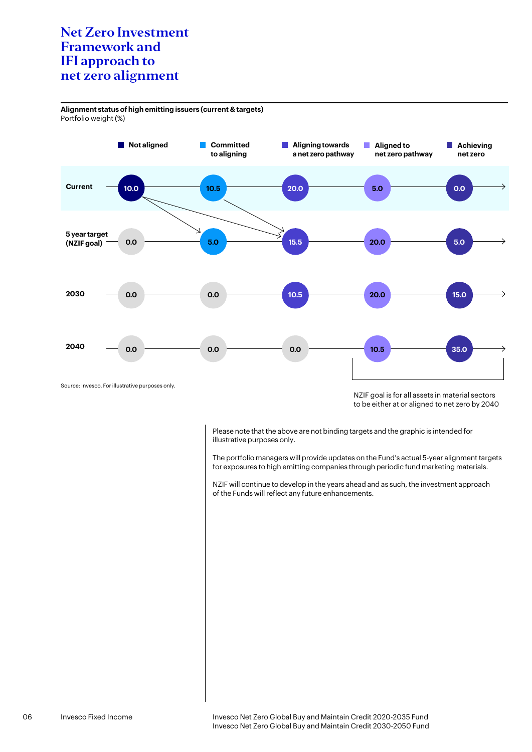# Net Zero Investment Framework and IFI approach to net zero alignment

**Alignment status of high emitting issuers (current & targets)**
Portfolio weight (%)

| | Not aligned | Committed to aligning | Aligning towards a net zero pathway | Aligned to net zero pathway | Achieving net zero |
|---|---|---|---|---|---|
| Current | 10.0 | 10.5 | 20.0 | 5.0 | 0.0 |
| 5 year target (NZIF goal) | 0.0 | 5.0 | 15.5 | 20.0 | 5.0 |
| 2030 | 0.0 | 0.0 | 10.5 | 20.0 | 15.0 |
| 2040 | 0.0 | 0.0 | 0.0 | 10.5 | 35.0 |

Source: Invesco. For illustrative purposes only.

NZIF goal is for all assets in material sectors to be either at or aligned to net zero by 2040

Please note that the above are not binding targets and the graphic is intended for illustrative purposes only.

The portfolio managers will provide updates on the Fund's actual 5-year alignment targets for exposures to high emitting companies through periodic fund marketing materials.

NZIF will continue to develop in the years ahead and as such, the investment approach of the Funds will reflect any future enhancements.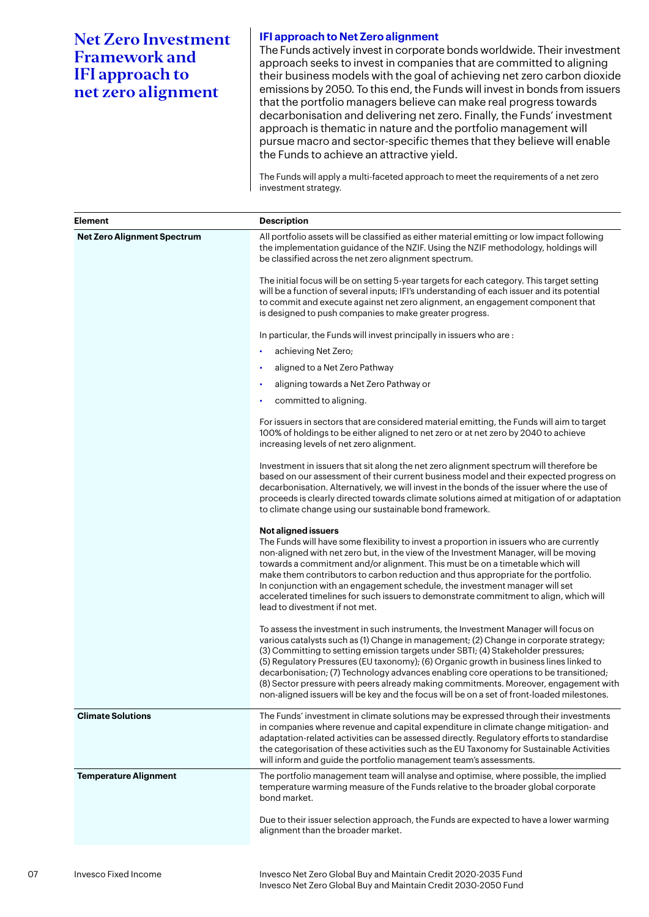# Net Zero Investment Framework and IFI approach to net zero alignment

## IFI approach to Net Zero alignment

The Funds actively invest in corporate bonds worldwide. Their investment approach seeks to invest in companies that are committed to aligning their business models with the goal of achieving net zero carbon dioxide emissions by 2050. To this end, the Funds will invest in bonds from issuers that the portfolio managers believe can make real progress towards decarbonisation and delivering net zero. Finally, the Funds' investment approach is thematic in nature and the portfolio management will pursue macro and sector-specific themes that they believe will enable the Funds to achieve an attractive yield.

The Funds will apply a multi-faceted approach to meet the requirements of a net zero investment strategy.

| Element | Description |
|---|---|
| **Net Zero Alignment Spectrum** | All portfolio assets will be classified as either material emitting or low impact following the implementation guidance of the NZIF. Using the NZIF methodology, holdings will be classified across the net zero alignment spectrum.<br><br>The initial focus will be on setting 5-year targets for each category. This target setting will be a function of several inputs; IFI's understanding of each issuer and its potential to commit and execute against net zero alignment, an engagement component that is designed to push companies to make greater progress.<br><br>In particular, the Funds will invest principally in issuers who are :<br>• achieving Net Zero;<br>• aligned to a Net Zero Pathway<br>• aligning towards a Net Zero Pathway or<br>• committed to aligning.<br><br>For issuers in sectors that are considered material emitting, the Funds will aim to target 100% of holdings to be either aligned to net zero or at net zero by 2040 to achieve increasing levels of net zero alignment.<br><br>Investment in issuers that sit along the net zero alignment spectrum will therefore be based on our assessment of their current business model and their expected progress on decarbonisation. Alternatively, we will invest in the bonds of the issuer where the use of proceeds is clearly directed towards climate solutions aimed at mitigation of or adaptation to climate change using our sustainable bond framework.<br><br>**Not aligned issuers**<br>The Funds will have some flexibility to invest a proportion in issuers who are currently non-aligned with net zero but, in the view of the Investment Manager, will be moving towards a commitment and/or alignment. This must be on a timetable which will make them contributors to carbon reduction and thus appropriate for the portfolio. In conjunction with an engagement schedule, the investment manager will set accelerated timelines for such issuers to demonstrate commitment to align, which will lead to divestment if not met.<br><br>To assess the investment in such instruments, the Investment Manager will focus on various catalysts such as (1) Change in management; (2) Change in corporate strategy; (3) Committing to setting emission targets under SBTI; (4) Stakeholder pressures; (5) Regulatory Pressures (EU taxonomy); (6) Organic growth in business lines linked to decarbonisation; (7) Technology advances enabling core operations to be transitioned; (8) Sector pressure with peers already making commitments. Moreover, engagement with non-aligned issuers will be key and the focus will be on a set of front-loaded milestones. |
| **Climate Solutions** | The Funds' investment in climate solutions may be expressed through their investments in companies where revenue and capital expenditure in climate change mitigation- and adaptation-related activities can be assessed directly. Regulatory efforts to standardise the categorisation of these activities such as the EU Taxonomy for Sustainable Activities will inform and guide the portfolio management team's assessments. |
| **Temperature Alignment** | The portfolio management team will analyse and optimise, where possible, the implied temperature warming measure of the Funds relative to the broader global corporate bond market.<br><br>Due to their issuer selection approach, the Funds are expected to have a lower warming alignment than the broader market. |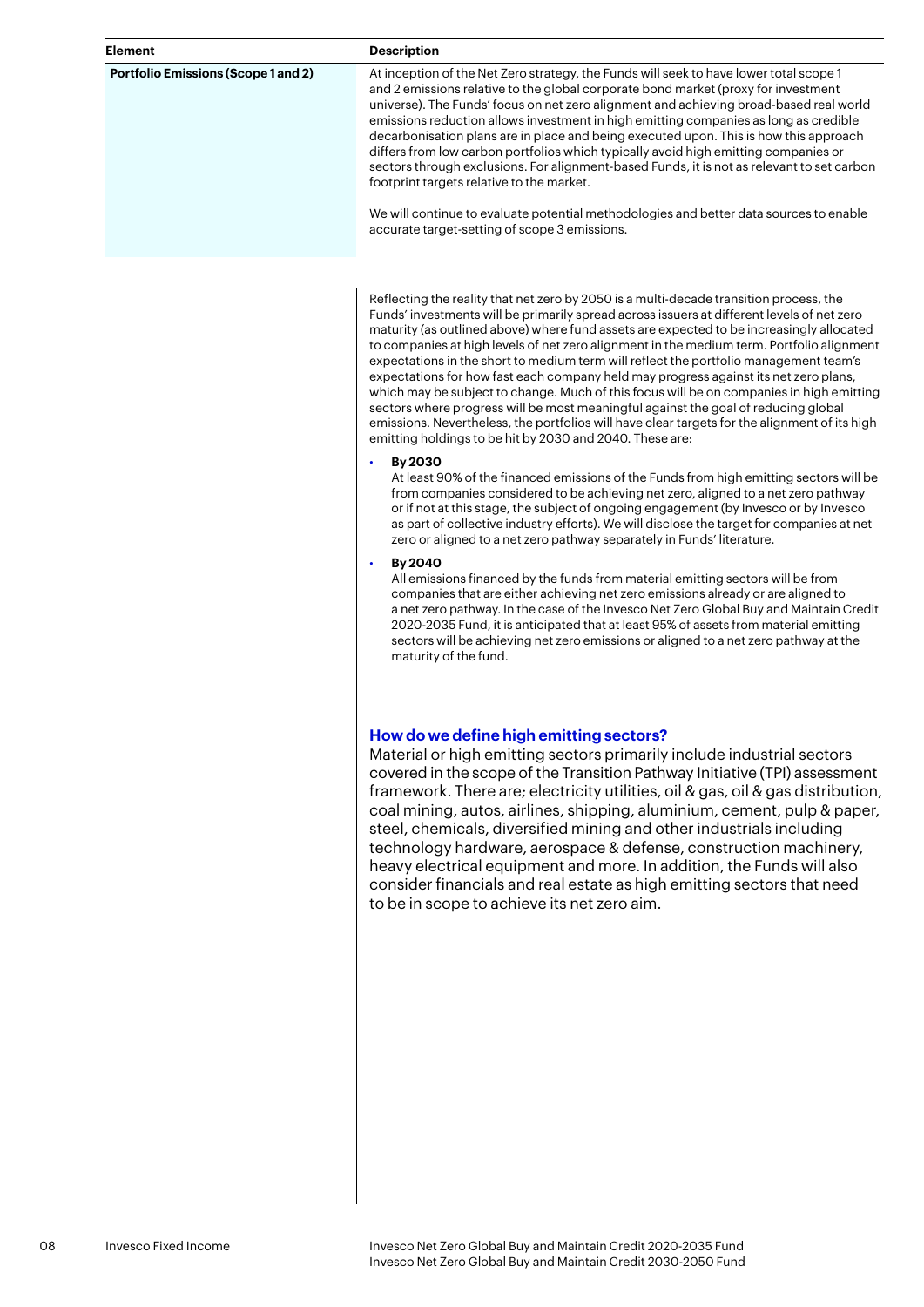| Element | Description |
|---|---|
| **Portfolio Emissions (Scope 1 and 2)** | At inception of the Net Zero strategy, the Funds will seek to have lower total scope 1 and 2 emissions relative to the global corporate bond market (proxy for investment universe). The Funds' focus on net zero alignment and achieving broad-based real world emissions reduction allows investment in high emitting companies as long as credible decarbonisation plans are in place and being executed upon. This is how this approach differs from low carbon portfolios which typically avoid high emitting companies or sectors through exclusions. For alignment-based Funds, it is not as relevant to set carbon footprint targets relative to the market.<br><br>We will continue to evaluate potential methodologies and better data sources to enable accurate target-setting of scope 3 emissions. |

Reflecting the reality that net zero by 2050 is a multi-decade transition process, the Funds' investments will be primarily spread across issuers at different levels of net zero maturity (as outlined above) where fund assets are expected to be increasingly allocated to companies at high levels of net zero alignment in the medium term. Portfolio alignment expectations in the short to medium term will reflect the portfolio management team's expectations for how fast each company held may progress against its net zero plans, which may be subject to change. Much of this focus will be on companies in high emitting sectors where progress will be most meaningful against the goal of reducing global emissions. Nevertheless, the portfolios will have clear targets for the alignment of its high emitting holdings to be hit by 2030 and 2040. These are:

- **By 2030**
  At least 90% of the financed emissions of the Funds from high emitting sectors will be from companies considered to be achieving net zero, aligned to a net zero pathway or if not at this stage, the subject of ongoing engagement (by Invesco or by Invesco as part of collective industry efforts). We will disclose the target for companies at net zero or aligned to a net zero pathway separately in Funds' literature.
- **By 2040**
  All emissions financed by the funds from material emitting sectors will be from companies that are either achieving net zero emissions already or are aligned to a net zero pathway. In the case of the Invesco Net Zero Global Buy and Maintain Credit 2020-2035 Fund, it is anticipated that at least 95% of assets from material emitting sectors will be achieving net zero emissions or aligned to a net zero pathway at the maturity of the fund.

### How do we define high emitting sectors?

Material or high emitting sectors primarily include industrial sectors covered in the scope of the Transition Pathway Initiative (TPI) assessment framework. There are; electricity utilities, oil & gas, oil & gas distribution, coal mining, autos, airlines, shipping, aluminium, cement, pulp & paper, steel, chemicals, diversified mining and other industrials including technology hardware, aerospace & defense, construction machinery, heavy electrical equipment and more. In addition, the Funds will also consider financials and real estate as high emitting sectors that need to be in scope to achieve its net zero aim.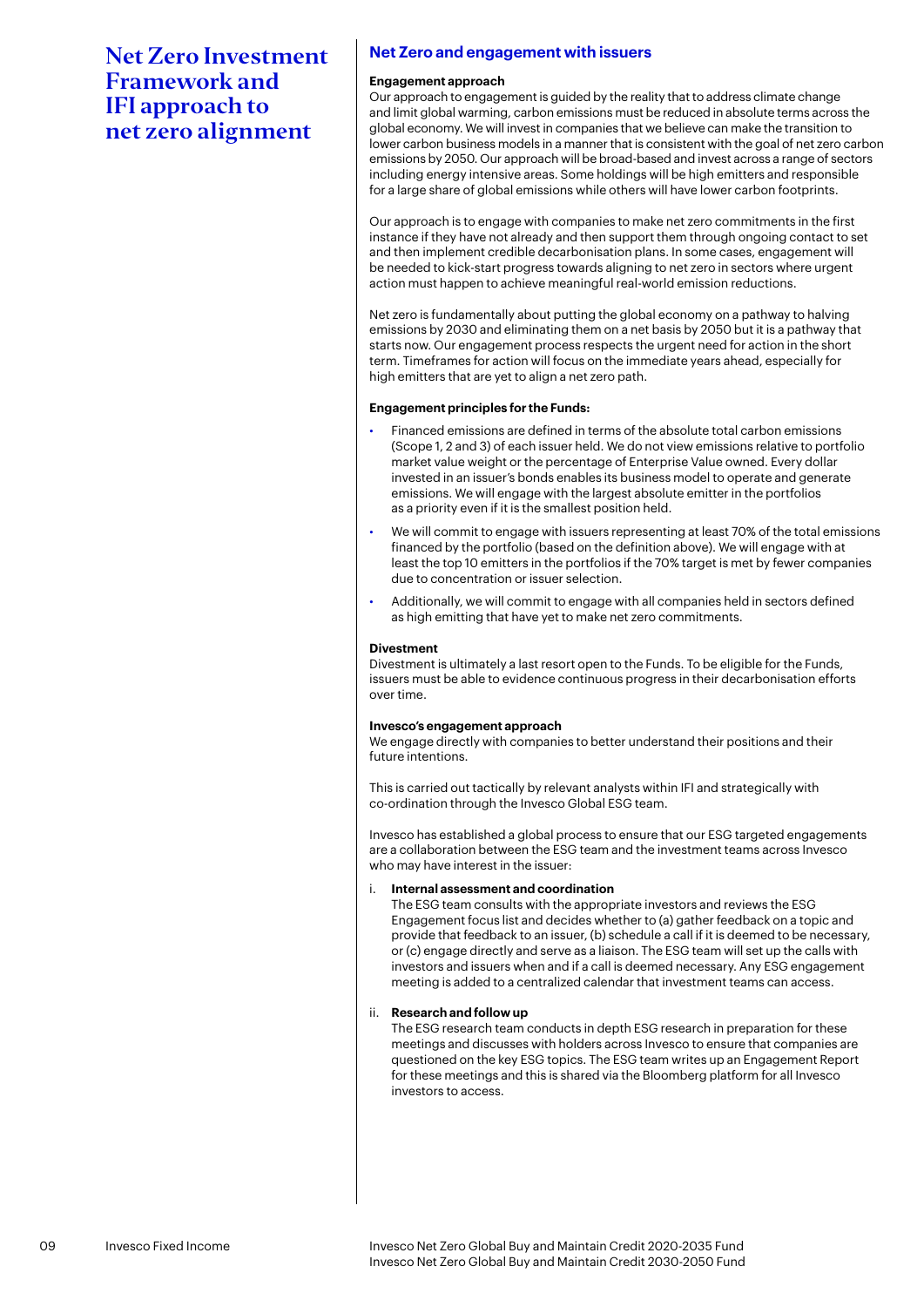# Net Zero Investment Framework and IFI approach to net zero alignment

## Net Zero and engagement with issuers

**Engagement approach**

Our approach to engagement is guided by the reality that to address climate change and limit global warming, carbon emissions must be reduced in absolute terms across the global economy. We will invest in companies that we believe can make the transition to lower carbon business models in a manner that is consistent with the goal of net zero carbon emissions by 2050. Our approach will be broad-based and invest across a range of sectors including energy intensive areas. Some holdings will be high emitters and responsible for a large share of global emissions while others will have lower carbon footprints.

Our approach is to engage with companies to make net zero commitments in the first instance if they have not already and then support them through ongoing contact to set and then implement credible decarbonisation plans. In some cases, engagement will be needed to kick-start progress towards aligning to net zero in sectors where urgent action must happen to achieve meaningful real-world emission reductions.

Net zero is fundamentally about putting the global economy on a pathway to halving emissions by 2030 and eliminating them on a net basis by 2050 but it is a pathway that starts now. Our engagement process respects the urgent need for action in the short term. Timeframes for action will focus on the immediate years ahead, especially for high emitters that are yet to align a net zero path.

**Engagement principles for the Funds:**

- Financed emissions are defined in terms of the absolute total carbon emissions (Scope 1, 2 and 3) of each issuer held. We do not view emissions relative to portfolio market value weight or the percentage of Enterprise Value owned. Every dollar invested in an issuer's bonds enables its business model to operate and generate emissions. We will engage with the largest absolute emitter in the portfolios as a priority even if it is the smallest position held.
- We will commit to engage with issuers representing at least 70% of the total emissions financed by the portfolio (based on the definition above). We will engage with at least the top 10 emitters in the portfolios if the 70% target is met by fewer companies due to concentration or issuer selection.
- Additionally, we will commit to engage with all companies held in sectors defined as high emitting that have yet to make net zero commitments.

**Divestment**

Divestment is ultimately a last resort open to the Funds. To be eligible for the Funds, issuers must be able to evidence continuous progress in their decarbonisation efforts over time.

**Invesco's engagement approach**

We engage directly with companies to better understand their positions and their future intentions.

This is carried out tactically by relevant analysts within IFI and strategically with co-ordination through the Invesco Global ESG team.

Invesco has established a global process to ensure that our ESG targeted engagements are a collaboration between the ESG team and the investment teams across Invesco who may have interest in the issuer:

i. **Internal assessment and coordination**
   The ESG team consults with the appropriate investors and reviews the ESG Engagement focus list and decides whether to (a) gather feedback on a topic and provide that feedback to an issuer, (b) schedule a call if it is deemed to be necessary, or (c) engage directly and serve as a liaison. The ESG team will set up the calls with investors and issuers when and if a call is deemed necessary. Any ESG engagement meeting is added to a centralized calendar that investment teams can access.

ii. **Research and follow up**
   The ESG research team conducts in depth ESG research in preparation for these meetings and discusses with holders across Invesco to ensure that companies are questioned on the key ESG topics. The ESG team writes up an Engagement Report for these meetings and this is shared via the Bloomberg platform for all Invesco investors to access.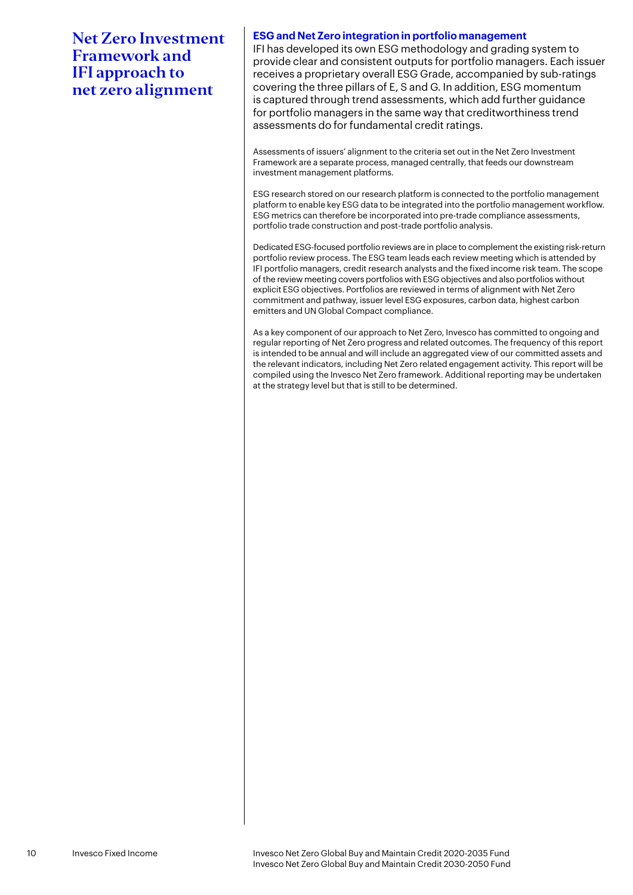# Net Zero Investment Framework and IFI approach to net zero alignment

## ESG and Net Zero integration in portfolio management

IFI has developed its own ESG methodology and grading system to provide clear and consistent outputs for portfolio managers. Each issuer receives a proprietary overall ESG Grade, accompanied by sub-ratings covering the three pillars of E, S and G. In addition, ESG momentum is captured through trend assessments, which add further guidance for portfolio managers in the same way that creditworthiness trend assessments do for fundamental credit ratings.

Assessments of issuers' alignment to the criteria set out in the Net Zero Investment Framework are a separate process, managed centrally, that feeds our downstream investment management platforms.

ESG research stored on our research platform is connected to the portfolio management platform to enable key ESG data to be integrated into the portfolio management workflow. ESG metrics can therefore be incorporated into pre-trade compliance assessments, portfolio trade construction and post-trade portfolio analysis.

Dedicated ESG-focused portfolio reviews are in place to complement the existing risk-return portfolio review process. The ESG team leads each review meeting which is attended by IFI portfolio managers, credit research analysts and the fixed income risk team. The scope of the review meeting covers portfolios with ESG objectives and also portfolios without explicit ESG objectives. Portfolios are reviewed in terms of alignment with Net Zero commitment and pathway, issuer level ESG exposures, carbon data, highest carbon emitters and UN Global Compact compliance.

As a key component of our approach to Net Zero, Invesco has committed to ongoing and regular reporting of Net Zero progress and related outcomes. The frequency of this report is intended to be annual and will include an aggregated view of our committed assets and the relevant indicators, including Net Zero related engagement activity. This report will be compiled using the Invesco Net Zero framework. Additional reporting may be undertaken at the strategy level but that is still to be determined.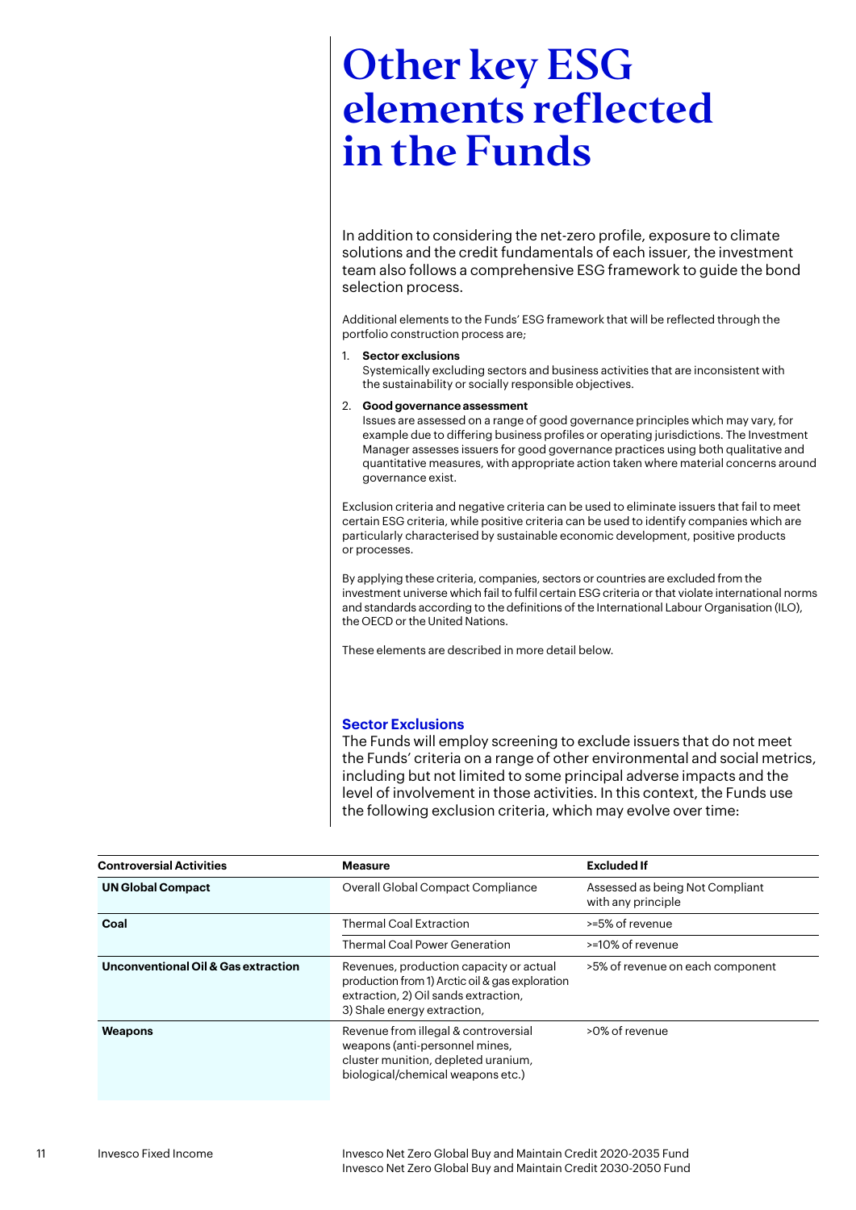# Other key ESG elements reflected in the Funds

In addition to considering the net-zero profile, exposure to climate solutions and the credit fundamentals of each issuer, the investment team also follows a comprehensive ESG framework to guide the bond selection process.

Additional elements to the Funds' ESG framework that will be reflected through the portfolio construction process are;

1. **Sector exclusions**
   Systemically excluding sectors and business activities that are inconsistent with the sustainability or socially responsible objectives.
2. **Good governance assessment**
   Issues are assessed on a range of good governance principles which may vary, for example due to differing business profiles or operating jurisdictions. The Investment Manager assesses issuers for good governance practices using both qualitative and quantitative measures, with appropriate action taken where material concerns around governance exist.

Exclusion criteria and negative criteria can be used to eliminate issuers that fail to meet certain ESG criteria, while positive criteria can be used to identify companies which are particularly characterised by sustainable economic development, positive products or processes.

By applying these criteria, companies, sectors or countries are excluded from the investment universe which fail to fulfil certain ESG criteria or that violate international norms and standards according to the definitions of the International Labour Organisation (ILO), the OECD or the United Nations.

These elements are described in more detail below.

## Sector Exclusions

The Funds will employ screening to exclude issuers that do not meet the Funds' criteria on a range of other environmental and social metrics, including but not limited to some principal adverse impacts and the level of involvement in those activities. In this context, the Funds use the following exclusion criteria, which may evolve over time:

| Controversial Activities | Measure | Excluded If |
|---|---|---|
| **UN Global Compact** | Overall Global Compact Compliance | Assessed as being Not Compliant with any principle |
| **Coal** | Thermal Coal Extraction | >=5% of revenue |
| | Thermal Coal Power Generation | >=10% of revenue |
| **Unconventional Oil & Gas extraction** | Revenues, production capacity or actual production from 1) Arctic oil & gas exploration extraction, 2) Oil sands extraction, 3) Shale energy extraction, | >5% of revenue on each component |
| **Weapons** | Revenue from illegal & controversial weapons (anti-personnel mines, cluster munition, depleted uranium, biological/chemical weapons etc.) | >0% of revenue |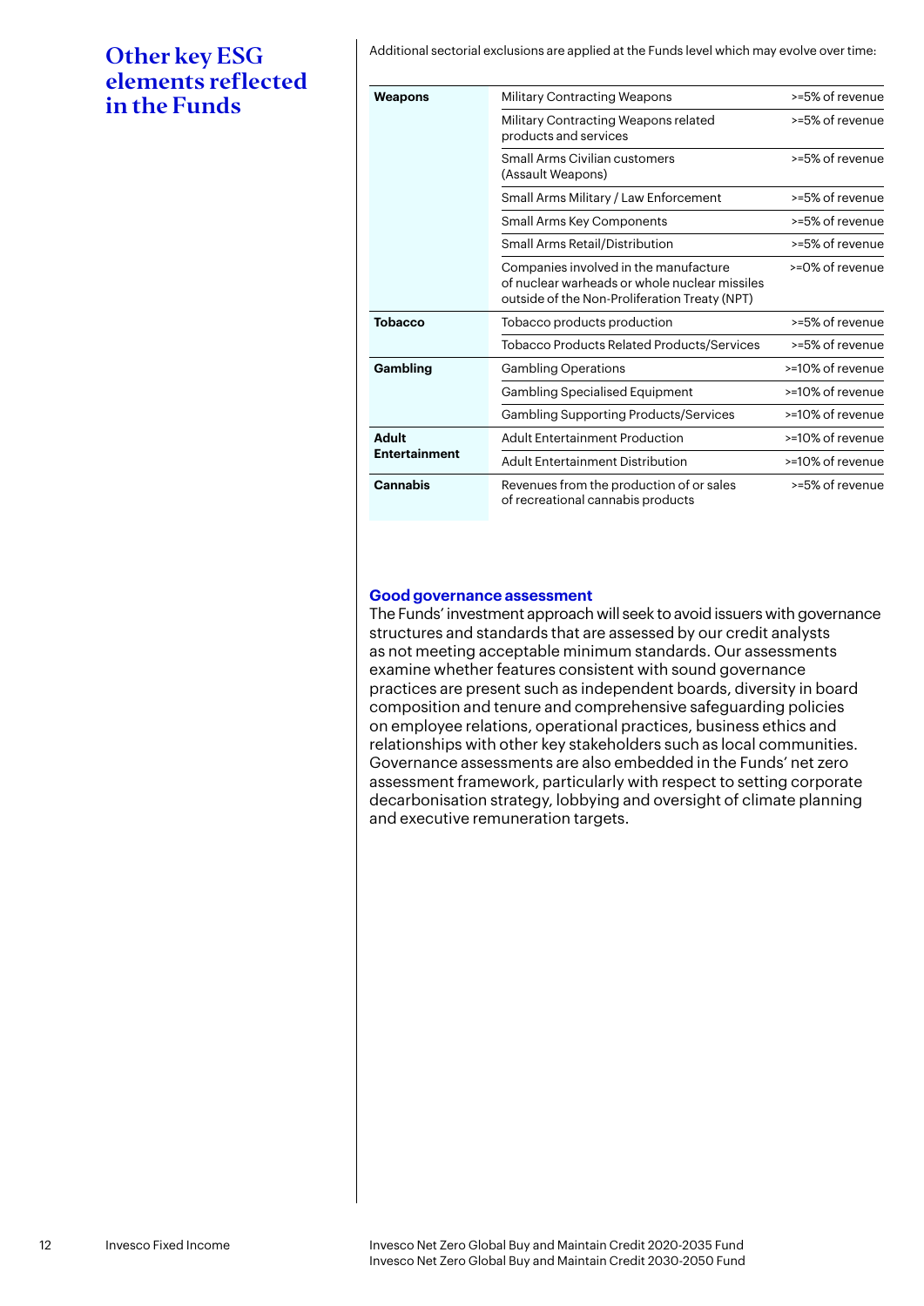# Other key ESG elements reflected in the Funds

Additional sectorial exclusions are applied at the Funds level which may evolve over time:

| | | |
|---|---|---|
| **Weapons** | Military Contracting Weapons | >=5% of revenue |
| | Military Contracting Weapons related products and services | >=5% of revenue |
| | Small Arms Civilian customers (Assault Weapons) | >=5% of revenue |
| | Small Arms Military / Law Enforcement | >=5% of revenue |
| | Small Arms Key Components | >=5% of revenue |
| | Small Arms Retail/Distribution | >=5% of revenue |
| | Companies involved in the manufacture of nuclear warheads or whole nuclear missiles outside of the Non-Proliferation Treaty (NPT) | >=0% of revenue |
| **Tobacco** | Tobacco products production | >=5% of revenue |
| | Tobacco Products Related Products/Services | >=5% of revenue |
| **Gambling** | Gambling Operations | >=10% of revenue |
| | Gambling Specialised Equipment | >=10% of revenue |
| | Gambling Supporting Products/Services | >=10% of revenue |
| **Adult Entertainment** | Adult Entertainment Production | >=10% of revenue |
| | Adult Entertainment Distribution | >=10% of revenue |
| **Cannabis** | Revenues from the production of or sales of recreational cannabis products | >=5% of revenue |

## Good governance assessment

The Funds' investment approach will seek to avoid issuers with governance structures and standards that are assessed by our credit analysts as not meeting acceptable minimum standards. Our assessments examine whether features consistent with sound governance practices are present such as independent boards, diversity in board composition and tenure and comprehensive safeguarding policies on employee relations, operational practices, business ethics and relationships with other key stakeholders such as local communities. Governance assessments are also embedded in the Funds' net zero assessment framework, particularly with respect to setting corporate decarbonisation strategy, lobbying and oversight of climate planning and executive remuneration targets.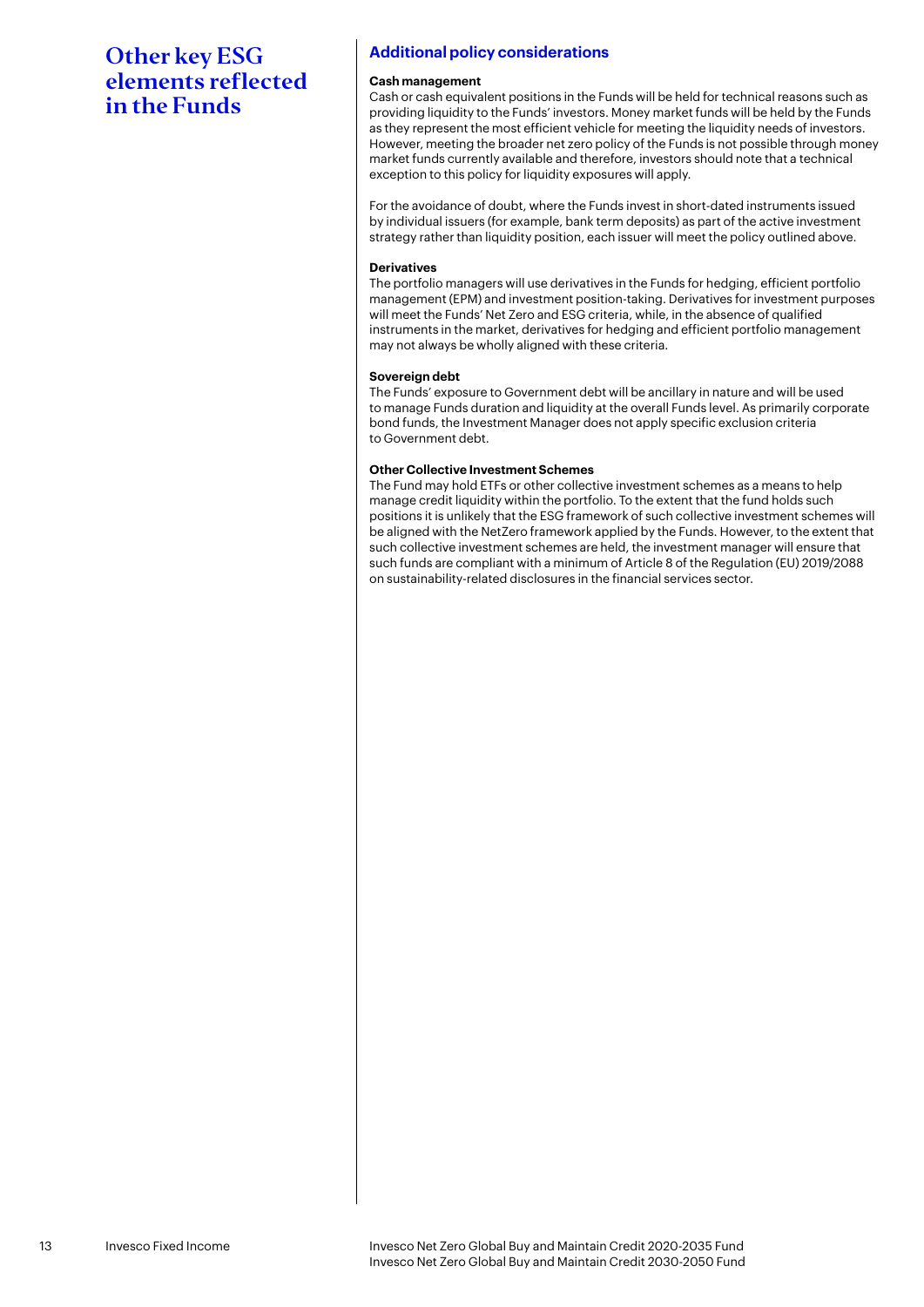# Other key ESG elements reflected in the Funds

## Additional policy considerations

**Cash management**

Cash or cash equivalent positions in the Funds will be held for technical reasons such as providing liquidity to the Funds' investors. Money market funds will be held by the Funds as they represent the most efficient vehicle for meeting the liquidity needs of investors. However, meeting the broader net zero policy of the Funds is not possible through money market funds currently available and therefore, investors should note that a technical exception to this policy for liquidity exposures will apply.

For the avoidance of doubt, where the Funds invest in short-dated instruments issued by individual issuers (for example, bank term deposits) as part of the active investment strategy rather than liquidity position, each issuer will meet the policy outlined above.

**Derivatives**

The portfolio managers will use derivatives in the Funds for hedging, efficient portfolio management (EPM) and investment position-taking. Derivatives for investment purposes will meet the Funds' Net Zero and ESG criteria, while, in the absence of qualified instruments in the market, derivatives for hedging and efficient portfolio management may not always be wholly aligned with these criteria.

**Sovereign debt**

The Funds' exposure to Government debt will be ancillary in nature and will be used to manage Funds duration and liquidity at the overall Funds level. As primarily corporate bond funds, the Investment Manager does not apply specific exclusion criteria to Government debt.

**Other Collective Investment Schemes**

The Fund may hold ETFs or other collective investment schemes as a means to help manage credit liquidity within the portfolio. To the extent that the fund holds such positions it is unlikely that the ESG framework of such collective investment schemes will be aligned with the NetZero framework applied by the Funds. However, to the extent that such collective investment schemes are held, the investment manager will ensure that such funds are compliant with a minimum of Article 8 of the Regulation (EU) 2019/2088 on sustainability-related disclosures in the financial services sector.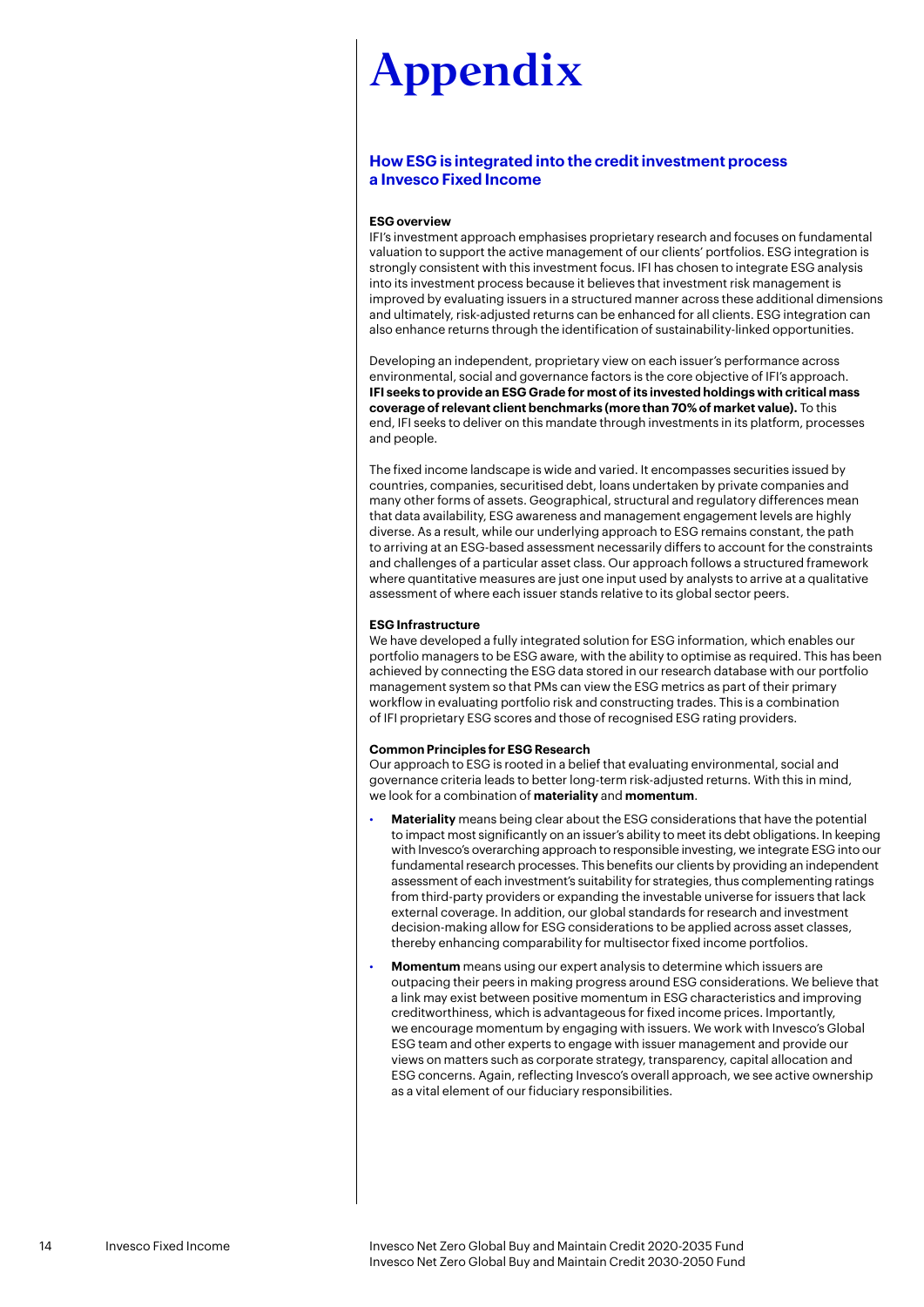# Appendix

## How ESG is integrated into the credit investment process a Invesco Fixed Income

### ESG overview

IFI's investment approach emphasises proprietary research and focuses on fundamental valuation to support the active management of our clients' portfolios. ESG integration is strongly consistent with this investment focus. IFI has chosen to integrate ESG analysis into its investment process because it believes that investment risk management is improved by evaluating issuers in a structured manner across these additional dimensions and ultimately, risk-adjusted returns can be enhanced for all clients. ESG integration can also enhance returns through the identification of sustainability-linked opportunities.

Developing an independent, proprietary view on each issuer's performance across environmental, social and governance factors is the core objective of IFI's approach. **IFI seeks to provide an ESG Grade for most of its invested holdings with critical mass coverage of relevant client benchmarks (more than 70% of market value).** To this end, IFI seeks to deliver on this mandate through investments in its platform, processes and people.

The fixed income landscape is wide and varied. It encompasses securities issued by countries, companies, securitised debt, loans undertaken by private companies and many other forms of assets. Geographical, structural and regulatory differences mean that data availability, ESG awareness and management engagement levels are highly diverse. As a result, while our underlying approach to ESG remains constant, the path to arriving at an ESG-based assessment necessarily differs to account for the constraints and challenges of a particular asset class. Our approach follows a structured framework where quantitative measures are just one input used by analysts to arrive at a qualitative assessment of where each issuer stands relative to its global sector peers.

### ESG Infrastructure

We have developed a fully integrated solution for ESG information, which enables our portfolio managers to be ESG aware, with the ability to optimise as required. This has been achieved by connecting the ESG data stored in our research database with our portfolio management system so that PMs can view the ESG metrics as part of their primary workflow in evaluating portfolio risk and constructing trades. This is a combination of IFI proprietary ESG scores and those of recognised ESG rating providers.

### Common Principles for ESG Research

Our approach to ESG is rooted in a belief that evaluating environmental, social and governance criteria leads to better long-term risk-adjusted returns. With this in mind, we look for a combination of **materiality** and **momentum**.

- **Materiality** means being clear about the ESG considerations that have the potential to impact most significantly on an issuer's ability to meet its debt obligations. In keeping with Invesco's overarching approach to responsible investing, we integrate ESG into our fundamental research processes. This benefits our clients by providing an independent assessment of each investment's suitability for strategies, thus complementing ratings from third-party providers or expanding the investable universe for issuers that lack external coverage. In addition, our global standards for research and investment decision-making allow for ESG considerations to be applied across asset classes, thereby enhancing comparability for multisector fixed income portfolios.
- **Momentum** means using our expert analysis to determine which issuers are outpacing their peers in making progress around ESG considerations. We believe that a link may exist between positive momentum in ESG characteristics and improving creditworthiness, which is advantageous for fixed income prices. Importantly, we encourage momentum by engaging with issuers. We work with Invesco's Global ESG team and other experts to engage with issuer management and provide our views on matters such as corporate strategy, transparency, capital allocation and ESG concerns. Again, reflecting Invesco's overall approach, we see active ownership as a vital element of our fiduciary responsibilities.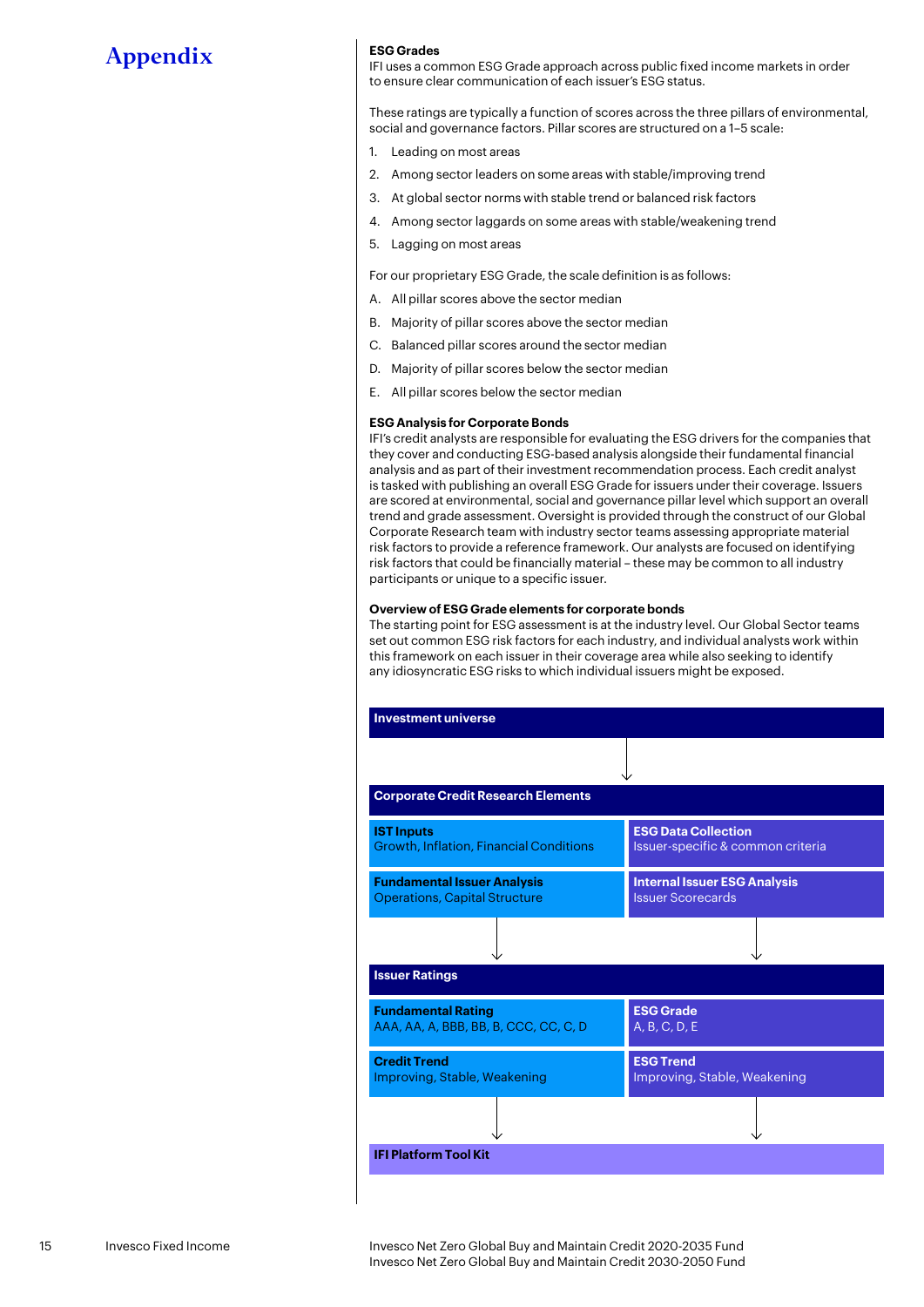# Appendix

### ESG Grades

IFI uses a common ESG Grade approach across public fixed income markets in order to ensure clear communication of each issuer's ESG status.

These ratings are typically a function of scores across the three pillars of environmental, social and governance factors. Pillar scores are structured on a 1–5 scale:

1. Leading on most areas
2. Among sector leaders on some areas with stable/improving trend
3. At global sector norms with stable trend or balanced risk factors
4. Among sector laggards on some areas with stable/weakening trend
5. Lagging on most areas

For our proprietary ESG Grade, the scale definition is as follows:

A. All pillar scores above the sector median

B. Majority of pillar scores above the sector median

C. Balanced pillar scores around the sector median

D. Majority of pillar scores below the sector median

E. All pillar scores below the sector median

### ESG Analysis for Corporate Bonds

IFI's credit analysts are responsible for evaluating the ESG drivers for the companies that they cover and conducting ESG-based analysis alongside their fundamental financial analysis and as part of their investment recommendation process. Each credit analyst is tasked with publishing an overall ESG Grade for issuers under their coverage. Issuers are scored at environmental, social and governance pillar level which support an overall trend and grade assessment. Oversight is provided through the construct of our Global Corporate Research team with industry sector teams assessing appropriate material risk factors to provide a reference framework. Our analysts are focused on identifying risk factors that could be financially material – these may be common to all industry participants or unique to a specific issuer.

### Overview of ESG Grade elements for corporate bonds

The starting point for ESG assessment is at the industry level. Our Global Sector teams set out common ESG risk factors for each industry, and individual analysts work within this framework on each issuer in their coverage area while also seeking to identify any idiosyncratic ESG risks to which individual issuers might be exposed.

**Investment universe**

↓

**Corporate Credit Research Elements**

| | |
|---|---|
| **IST Inputs**<br>Growth, Inflation, Financial Conditions | **ESG Data Collection**<br>Issuer-specific & common criteria |
| **Fundamental Issuer Analysis**<br>Operations, Capital Structure | **Internal Issuer ESG Analysis**<br>Issuer Scorecards |

↓

**Issuer Ratings**

| | |
|---|---|
| **Fundamental Rating**<br>AAA, AA, A, BBB, BB, B, CCC, CC, C, D | **ESG Grade**<br>A, B, C, D, E |
| **Credit Trend**<br>Improving, Stable, Weakening | **ESG Trend**<br>Improving, Stable, Weakening |

↓

**IFI Platform Tool Kit**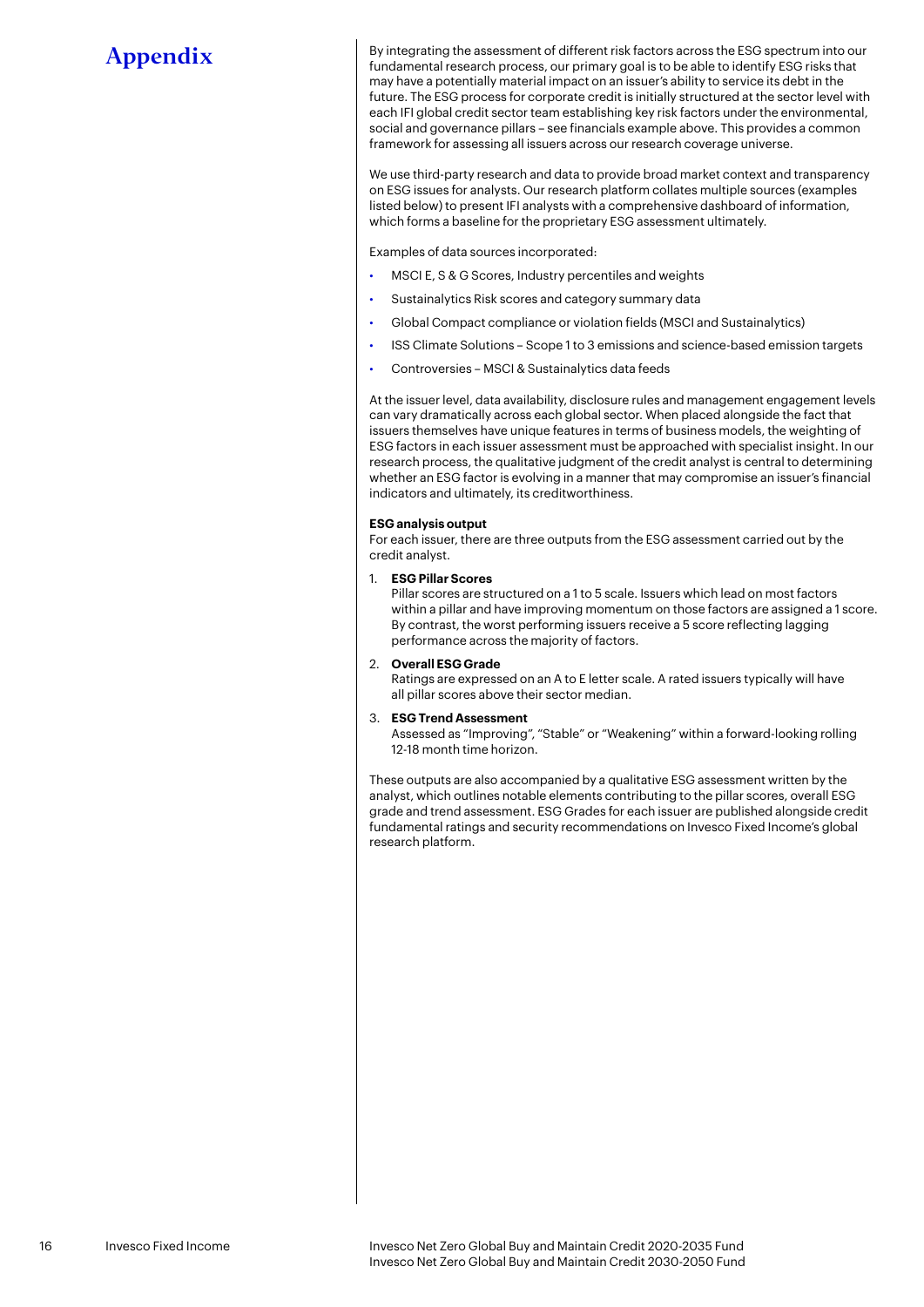# Appendix

By integrating the assessment of different risk factors across the ESG spectrum into our fundamental research process, our primary goal is to be able to identify ESG risks that may have a potentially material impact on an issuer's ability to service its debt in the future. The ESG process for corporate credit is initially structured at the sector level with each IFI global credit sector team establishing key risk factors under the environmental, social and governance pillars – see financials example above. This provides a common framework for assessing all issuers across our research coverage universe.

We use third-party research and data to provide broad market context and transparency on ESG issues for analysts. Our research platform collates multiple sources (examples listed below) to present IFI analysts with a comprehensive dashboard of information, which forms a baseline for the proprietary ESG assessment ultimately.

Examples of data sources incorporated:

- MSCI E, S & G Scores, Industry percentiles and weights
- Sustainalytics Risk scores and category summary data
- Global Compact compliance or violation fields (MSCI and Sustainalytics)
- ISS Climate Solutions – Scope 1 to 3 emissions and science-based emission targets
- Controversies – MSCI & Sustainalytics data feeds

At the issuer level, data availability, disclosure rules and management engagement levels can vary dramatically across each global sector. When placed alongside the fact that issuers themselves have unique features in terms of business models, the weighting of ESG factors in each issuer assessment must be approached with specialist insight. In our research process, the qualitative judgment of the credit analyst is central to determining whether an ESG factor is evolving in a manner that may compromise an issuer's financial indicators and ultimately, its creditworthiness.

**ESG analysis output**
For each issuer, there are three outputs from the ESG assessment carried out by the credit analyst.

1. **ESG Pillar Scores**
   Pillar scores are structured on a 1 to 5 scale. Issuers which lead on most factors within a pillar and have improving momentum on those factors are assigned a 1 score. By contrast, the worst performing issuers receive a 5 score reflecting lagging performance across the majority of factors.
2. **Overall ESG Grade**
   Ratings are expressed on an A to E letter scale. A rated issuers typically will have all pillar scores above their sector median.
3. **ESG Trend Assessment**
   Assessed as "Improving", "Stable" or "Weakening" within a forward-looking rolling 12-18 month time horizon.

These outputs are also accompanied by a qualitative ESG assessment written by the analyst, which outlines notable elements contributing to the pillar scores, overall ESG grade and trend assessment. ESG Grades for each issuer are published alongside credit fundamental ratings and security recommendations on Invesco Fixed Income's global research platform.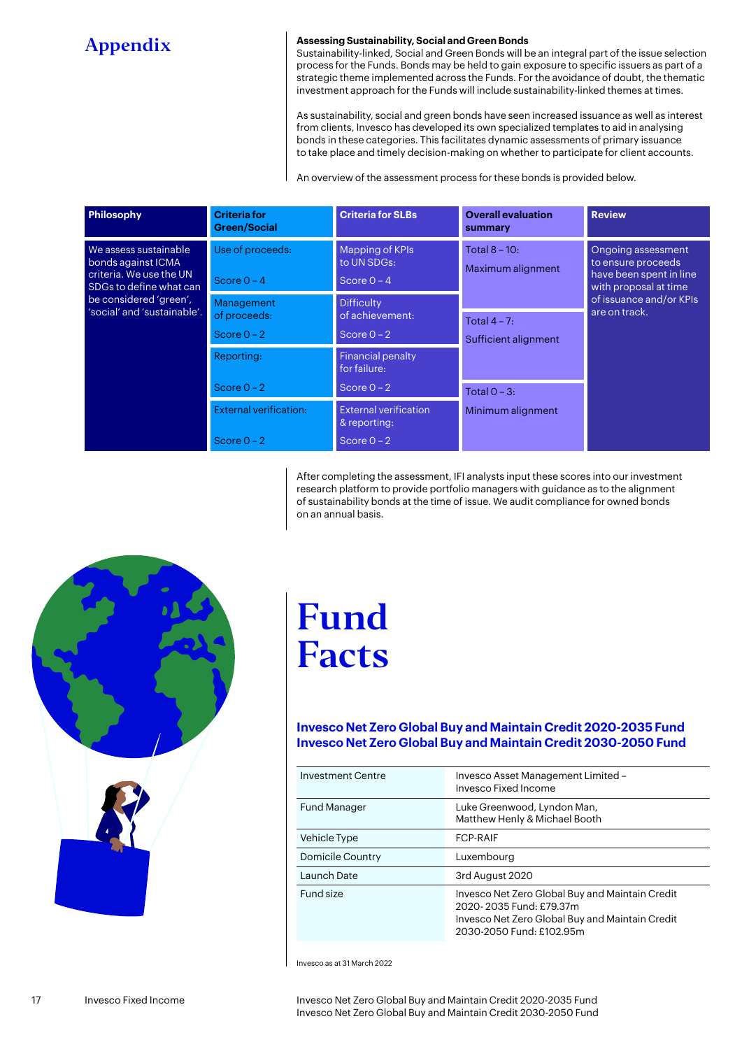# Appendix

**Assessing Sustainability, Social and Green Bonds**

Sustainability-linked, Social and Green Bonds will be an integral part of the issue selection process for the Funds. Bonds may be held to gain exposure to specific issuers as part of a strategic theme implemented across the Funds. For the avoidance of doubt, the thematic investment approach for the Funds will include sustainability-linked themes at times.

As sustainability, social and green bonds have seen increased issuance as well as interest from clients, Invesco has developed its own specialized templates to aid in analysing bonds in these categories. This facilitates dynamic assessments of primary issuance to take place and timely decision-making on whether to participate for client accounts.

An overview of the assessment process for these bonds is provided below.

| Philosophy | Criteria for Green/Social | Criteria for SLBs | Overall evaluation summary | Review |
|---|---|---|---|---|
| We assess sustainable bonds against ICMA criteria. We use the UN SDGs to define what can be considered 'green', 'social' and 'sustainable'. | Use of proceeds: Score 0 – 4 | Mapping of KPIs to UN SDGs: Score 0 – 4 | Total 8 – 10: Maximum alignment | Ongoing assessment to ensure proceeds have been spent in line with proposal at time of issuance and/or KPIs are on track. |
| | Management of proceeds: Score 0 – 2 | Difficulty of achievement: Score 0 – 2 | Total 4 – 7: Sufficient alignment | |
| | Reporting: Score 0 – 2 | Financial penalty for failure: Score 0 – 2 | Total 0 – 3: Minimum alignment | |
| | External verification: Score 0 – 2 | External verification & reporting: Score 0 – 2 | | |

After completing the assessment, IFI analysts input these scores into our investment research platform to provide portfolio managers with guidance as to the alignment of sustainability bonds at the time of issue. We audit compliance for owned bonds on an annual basis.

# Fund Facts

### Invesco Net Zero Global Buy and Maintain Credit 2020-2035 Fund
### Invesco Net Zero Global Buy and Maintain Credit 2030-2050 Fund

| | |
|---|---|
| Investment Centre | Invesco Asset Management Limited – Invesco Fixed Income |
| Fund Manager | Luke Greenwood, Lyndon Man, Matthew Henly & Michael Booth |
| Vehicle Type | FCP-RAIF |
| Domicile Country | Luxembourg |
| Launch Date | 3rd August 2020 |
| Fund size | Invesco Net Zero Global Buy and Maintain Credit 2020- 2035 Fund: £79.37m<br>Invesco Net Zero Global Buy and Maintain Credit 2030-2050 Fund: £102.95m |

Invesco as at 31 March 2022